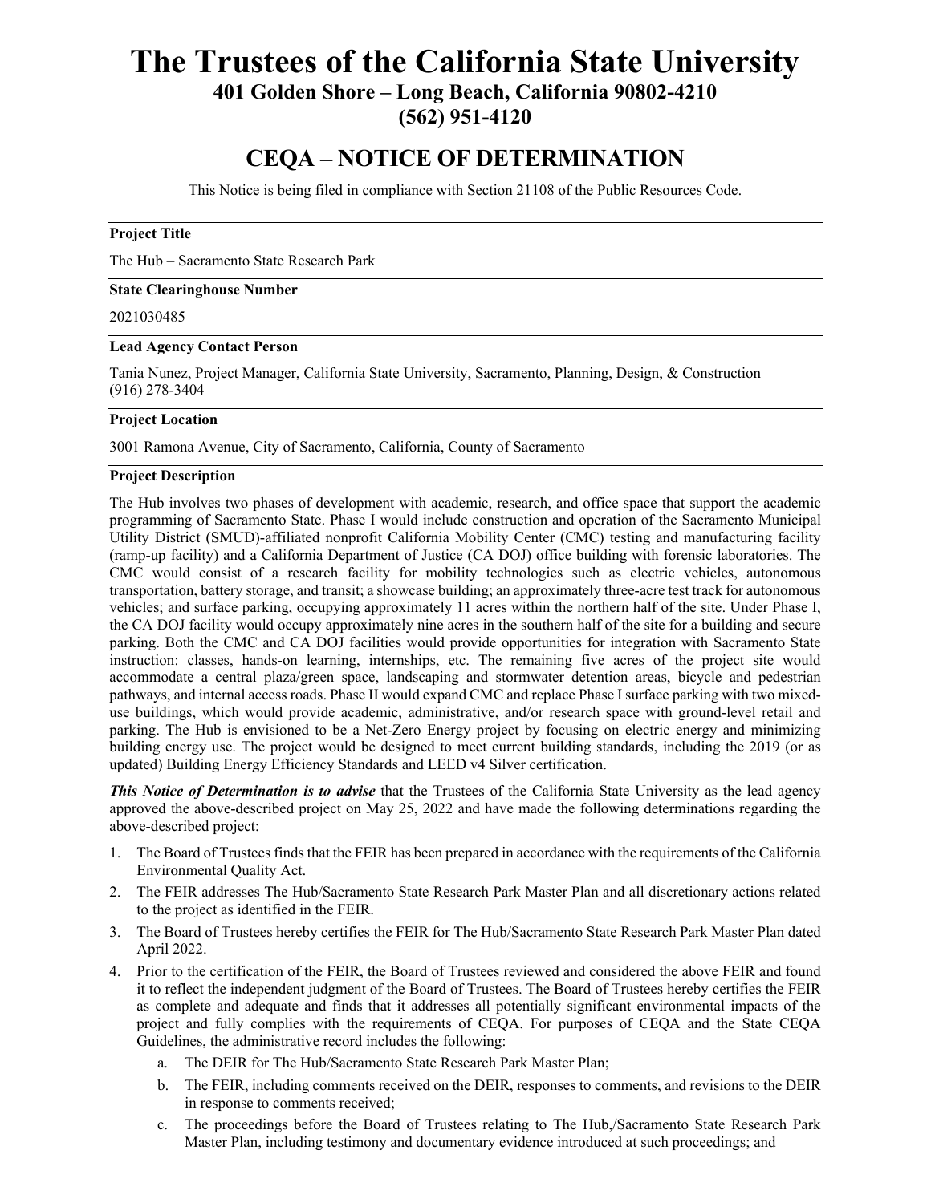# The Trustees of the California State University

**401 Golden Shore – Long Beach, California 90802-4210**

**(562) 951-4120**

## CEQA – NOTICE OF DETERMINATION

This Notice is being filed in compliance with Section 21108 of the Public Resources Code.

---

**Project Title**

The Hub – Sacramento State Research Park

---

**State Clearinghouse Number**

2021030485

---

**Lead Agency Contact Person**

Tania Nunez, Project Manager, California State University, Sacramento, Planning, Design, & Construction
(916) 278-3404

---

**Project Location**

3001 Ramona Avenue, City of Sacramento, California, County of Sacramento

---

**Project Description**

The Hub involves two phases of development with academic, research, and office space that support the academic programming of Sacramento State. Phase I would include construction and operation of the Sacramento Municipal Utility District (SMUD)-affiliated nonprofit California Mobility Center (CMC) testing and manufacturing facility (ramp-up facility) and a California Department of Justice (CA DOJ) office building with forensic laboratories. The CMC would consist of a research facility for mobility technologies such as electric vehicles, autonomous transportation, battery storage, and transit; a showcase building; an approximately three-acre test track for autonomous vehicles; and surface parking, occupying approximately 11 acres within the northern half of the site. Under Phase I, the CA DOJ facility would occupy approximately nine acres in the southern half of the site for a building and secure parking. Both the CMC and CA DOJ facilities would provide opportunities for integration with Sacramento State instruction: classes, hands-on learning, internships, etc. The remaining five acres of the project site would accommodate a central plaza/green space, landscaping and stormwater detention areas, bicycle and pedestrian pathways, and internal access roads. Phase II would expand CMC and replace Phase I surface parking with two mixed-use buildings, which would provide academic, administrative, and/or research space with ground-level retail and parking. The Hub is envisioned to be a Net-Zero Energy project by focusing on electric energy and minimizing building energy use. The project would be designed to meet current building standards, including the 2019 (or as updated) Building Energy Efficiency Standards and LEED v4 Silver certification.

***This Notice of Determination is to advise*** that the Trustees of the California State University as the lead agency approved the above-described project on May 25, 2022 and have made the following determinations regarding the above-described project:

1. The Board of Trustees finds that the FEIR has been prepared in accordance with the requirements of the California Environmental Quality Act.
2. The FEIR addresses The Hub/Sacramento State Research Park Master Plan and all discretionary actions related to the project as identified in the FEIR.
3. The Board of Trustees hereby certifies the FEIR for The Hub/Sacramento State Research Park Master Plan dated April 2022.
4. Prior to the certification of the FEIR, the Board of Trustees reviewed and considered the above FEIR and found it to reflect the independent judgment of the Board of Trustees. The Board of Trustees hereby certifies the FEIR as complete and adequate and finds that it addresses all potentially significant environmental impacts of the project and fully complies with the requirements of CEQA. For purposes of CEQA and the State CEQA Guidelines, the administrative record includes the following:
   a. The DEIR for The Hub/Sacramento State Research Park Master Plan;
   b. The FEIR, including comments received on the DEIR, responses to comments, and revisions to the DEIR in response to comments received;
   c. The proceedings before the Board of Trustees relating to The Hub,/Sacramento State Research Park Master Plan, including testimony and documentary evidence introduced at such proceedings; and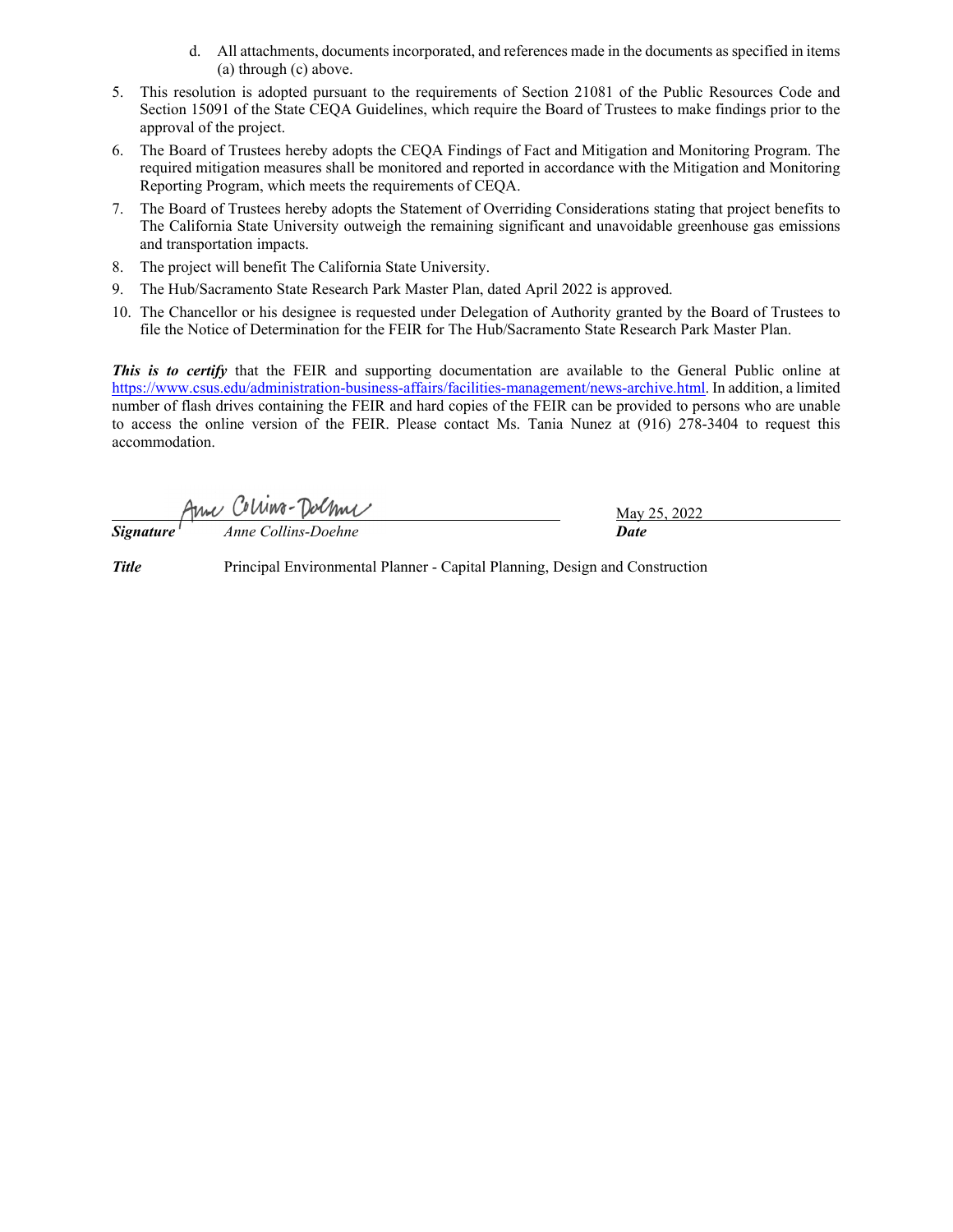d. All attachments, documents incorporated, and references made in the documents as specified in items (a) through (c) above.

5. This resolution is adopted pursuant to the requirements of Section 21081 of the Public Resources Code and Section 15091 of the State CEQA Guidelines, which require the Board of Trustees to make findings prior to the approval of the project.
6. The Board of Trustees hereby adopts the CEQA Findings of Fact and Mitigation and Monitoring Program. The required mitigation measures shall be monitored and reported in accordance with the Mitigation and Monitoring Reporting Program, which meets the requirements of CEQA.
7. The Board of Trustees hereby adopts the Statement of Overriding Considerations stating that project benefits to The California State University outweigh the remaining significant and unavoidable greenhouse gas emissions and transportation impacts.
8. The project will benefit The California State University.
9. The Hub/Sacramento State Research Park Master Plan, dated April 2022 is approved.
10. The Chancellor or his designee is requested under Delegation of Authority granted by the Board of Trustees to file the Notice of Determination for the FEIR for The Hub/Sacramento State Research Park Master Plan.

***This is to certify*** that the FEIR and supporting documentation are available to the General Public online at https://www.csus.edu/administration-business-affairs/facilities-management/news-archive.html. In addition, a limited number of flash drives containing the FEIR and hard copies of the FEIR can be provided to persons who are unable to access the online version of the FEIR. Please contact Ms. Tania Nunez at (916) 278-3404 to request this accommodation.

Anne Collins-Doehne

***Signature*** *Anne Collins-Doehne*

May 25, 2022

***Date***

***Title*** Principal Environmental Planner - Capital Planning, Design and Construction